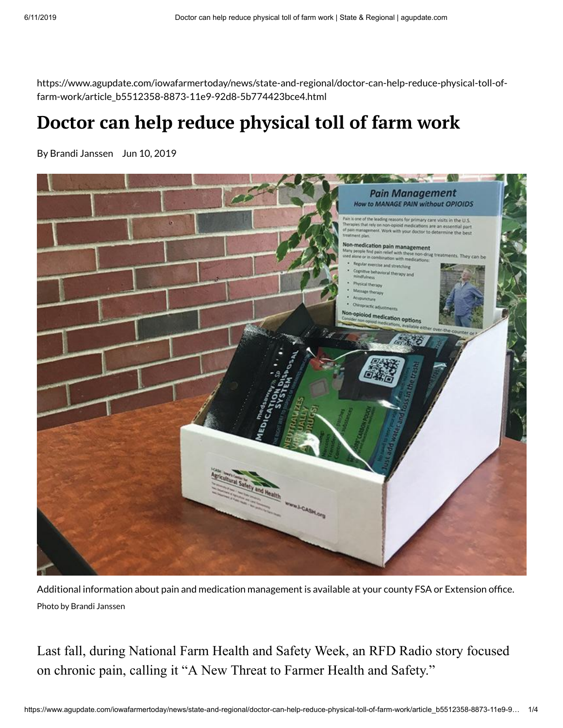https://www.agupdate.com/iowafarmertoday/news/state-and-regional/doctor-can-help-reduce-physical-toll-of-farm-work/article_b5512358-8873-11e9-92d8-5b774423bce4.html

# Doctor can help reduce physical toll of farm work

By Brandi Janssen Jun 10, 2019

Additional information about pain and medication management is available at your county FSA or Extension office.

Photo by Brandi Janssen

Last fall, during National Farm Health and Safety Week, an RFD Radio story focused on chronic pain, calling it "A New Threat to Farmer Health and Safety."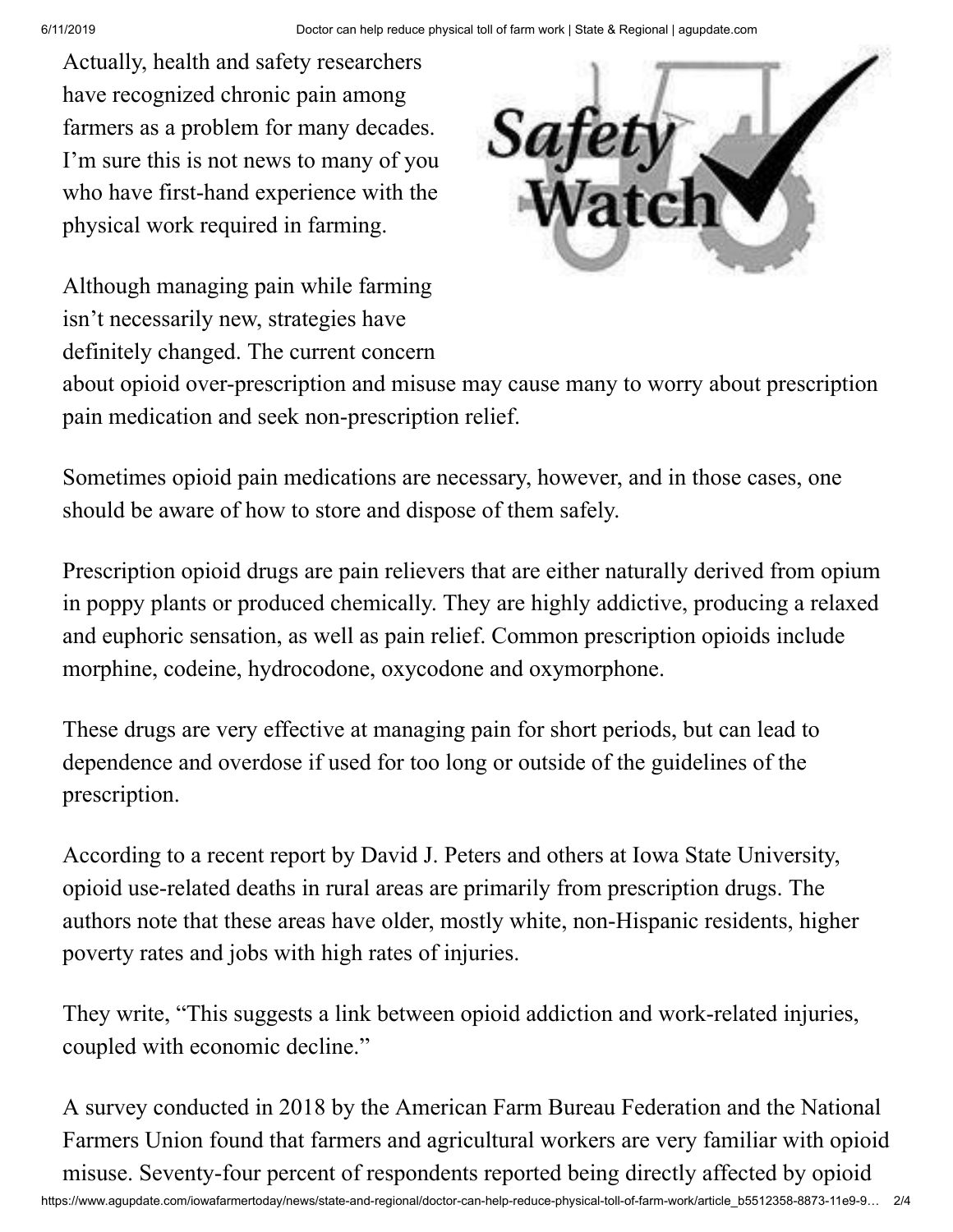Actually, health and safety researchers have recognized chronic pain among farmers as a problem for many decades. I'm sure this is not news to many of you who have first-hand experience with the physical work required in farming.

Although managing pain while farming isn't necessarily new, strategies have definitely changed. The current concern about opioid over-prescription and misuse may cause many to worry about prescription pain medication and seek non-prescription relief.

Sometimes opioid pain medications are necessary, however, and in those cases, one should be aware of how to store and dispose of them safely.

Prescription opioid drugs are pain relievers that are either naturally derived from opium in poppy plants or produced chemically. They are highly addictive, producing a relaxed and euphoric sensation, as well as pain relief. Common prescription opioids include morphine, codeine, hydrocodone, oxycodone and oxymorphone.

These drugs are very effective at managing pain for short periods, but can lead to dependence and overdose if used for too long or outside of the guidelines of the prescription.

According to a recent report by David J. Peters and others at Iowa State University, opioid use-related deaths in rural areas are primarily from prescription drugs. The authors note that these areas have older, mostly white, non-Hispanic residents, higher poverty rates and jobs with high rates of injuries.

They write, "This suggests a link between opioid addiction and work-related injuries, coupled with economic decline."

A survey conducted in 2018 by the American Farm Bureau Federation and the National Farmers Union found that farmers and agricultural workers are very familiar with opioid misuse. Seventy-four percent of respondents reported being directly affected by opioid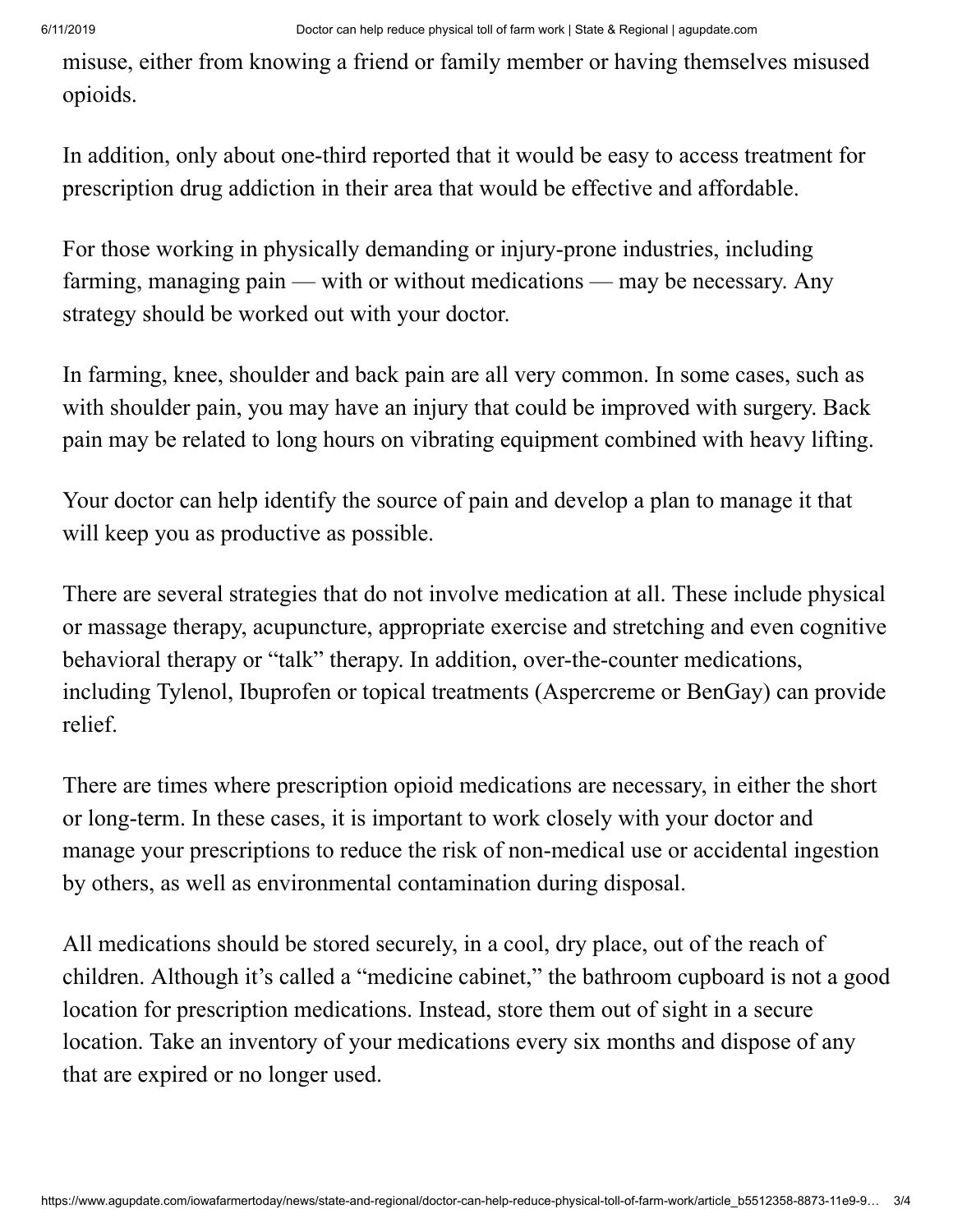misuse, either from knowing a friend or family member or having themselves misused opioids.

In addition, only about one-third reported that it would be easy to access treatment for prescription drug addiction in their area that would be effective and affordable.

For those working in physically demanding or injury-prone industries, including farming, managing pain — with or without medications — may be necessary. Any strategy should be worked out with your doctor.

In farming, knee, shoulder and back pain are all very common. In some cases, such as with shoulder pain, you may have an injury that could be improved with surgery. Back pain may be related to long hours on vibrating equipment combined with heavy lifting.

Your doctor can help identify the source of pain and develop a plan to manage it that will keep you as productive as possible.

There are several strategies that do not involve medication at all. These include physical or massage therapy, acupuncture, appropriate exercise and stretching and even cognitive behavioral therapy or "talk" therapy. In addition, over-the-counter medications, including Tylenol, Ibuprofen or topical treatments (Aspercreme or BenGay) can provide relief.

There are times where prescription opioid medications are necessary, in either the short or long-term. In these cases, it is important to work closely with your doctor and manage your prescriptions to reduce the risk of non-medical use or accidental ingestion by others, as well as environmental contamination during disposal.

All medications should be stored securely, in a cool, dry place, out of the reach of children. Although it's called a "medicine cabinet," the bathroom cupboard is not a good location for prescription medications. Instead, store them out of sight in a secure location. Take an inventory of your medications every six months and dispose of any that are expired or no longer used.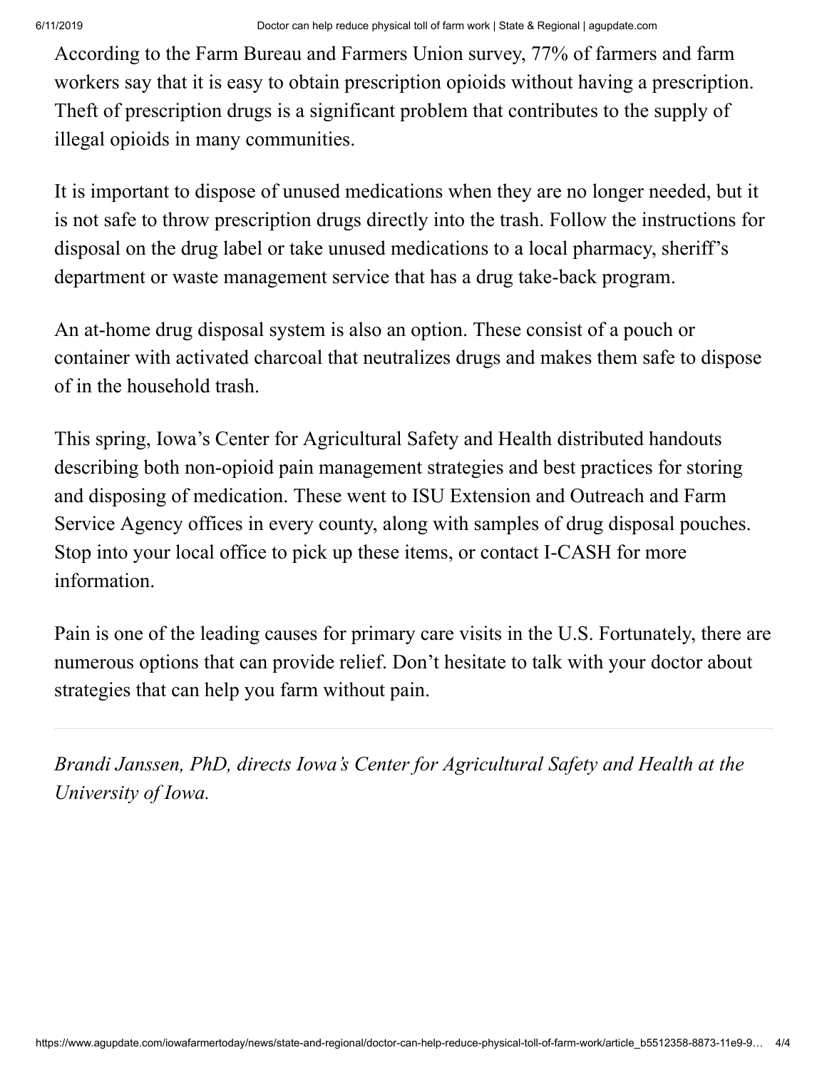According to the Farm Bureau and Farmers Union survey, 77% of farmers and farm workers say that it is easy to obtain prescription opioids without having a prescription. Theft of prescription drugs is a significant problem that contributes to the supply of illegal opioids in many communities.

It is important to dispose of unused medications when they are no longer needed, but it is not safe to throw prescription drugs directly into the trash. Follow the instructions for disposal on the drug label or take unused medications to a local pharmacy, sheriff's department or waste management service that has a drug take-back program.

An at-home drug disposal system is also an option. These consist of a pouch or container with activated charcoal that neutralizes drugs and makes them safe to dispose of in the household trash.

This spring, Iowa's Center for Agricultural Safety and Health distributed handouts describing both non-opioid pain management strategies and best practices for storing and disposing of medication. These went to ISU Extension and Outreach and Farm Service Agency offices in every county, along with samples of drug disposal pouches. Stop into your local office to pick up these items, or contact I-CASH for more information.

Pain is one of the leading causes for primary care visits in the U.S. Fortunately, there are numerous options that can provide relief. Don't hesitate to talk with your doctor about strategies that can help you farm without pain.

---

*Brandi Janssen, PhD, directs Iowa's Center for Agricultural Safety and Health at the University of Iowa.*